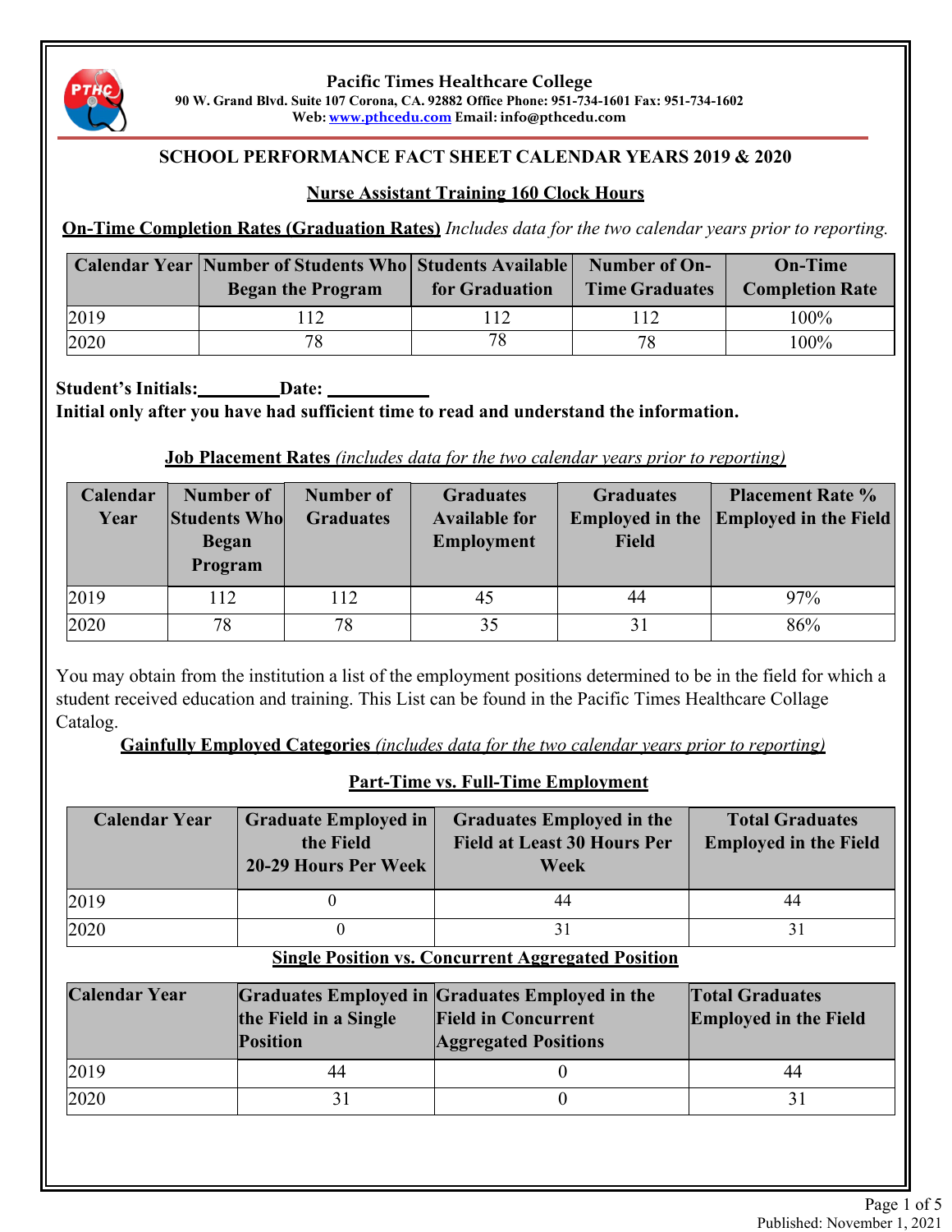**Pacific Times Healthcare College**
**90 W. Grand Blvd. Suite 107 Corona, CA. 92882 Office Phone: 951-734-1601 Fax: 951-734-1602**
**Web: www.pthcedu.com Email: info@pthcedu.com**

## SCHOOL PERFORMANCE FACT SHEET CALENDAR YEARS 2019 & 2020

### Nurse Assistant Training 160 Clock Hours

**On-Time Completion Rates (Graduation Rates)** *Includes data for the two calendar years prior to reporting.*

| Calendar Year | Number of Students Who Began the Program | Students Available for Graduation | Number of On-Time Graduates | On-Time Completion Rate |
|---|---|---|---|---|
| 2019 | 112 | 112 | 112 | 100% |
| 2020 | 78 | 78 | 78 | 100% |

**Student's Initials:\_\_\_\_\_\_\_\_\_Date: \_\_\_\_\_\_\_\_\_\_\_**
**Initial only after you have had sufficient time to read and understand the information.**

**Job Placement Rates** *(includes data for the two calendar years prior to reporting)*

| Calendar Year | Number of Students Who Began Program | Number of Graduates | Graduates Available for Employment | Graduates Employed in the Field | Placement Rate % Employed in the Field |
|---|---|---|---|---|---|
| 2019 | 112 | 112 | 45 | 44 | 97% |
| 2020 | 78 | 78 | 35 | 31 | 86% |

You may obtain from the institution a list of the employment positions determined to be in the field for which a student received education and training. This List can be found in the Pacific Times Healthcare Collage Catalog.

**Gainfully Employed Categories** *(includes data for the two calendar years prior to reporting)*

**Part-Time vs. Full-Time Employment**

| Calendar Year | Graduate Employed in the Field 20-29 Hours Per Week | Graduates Employed in the Field at Least 30 Hours Per Week | Total Graduates Employed in the Field |
|---|---|---|---|
| 2019 | 0 | 44 | 44 |
| 2020 | 0 | 31 | 31 |

**Single Position vs. Concurrent Aggregated Position**

| Calendar Year | Graduates Employed in the Field in a Single Position | Graduates Employed in the Field in Concurrent Aggregated Positions | Total Graduates Employed in the Field |
|---|---|---|---|
| 2019 | 44 | 0 | 44 |
| 2020 | 31 | 0 | 31 |

Published: November 1, 2021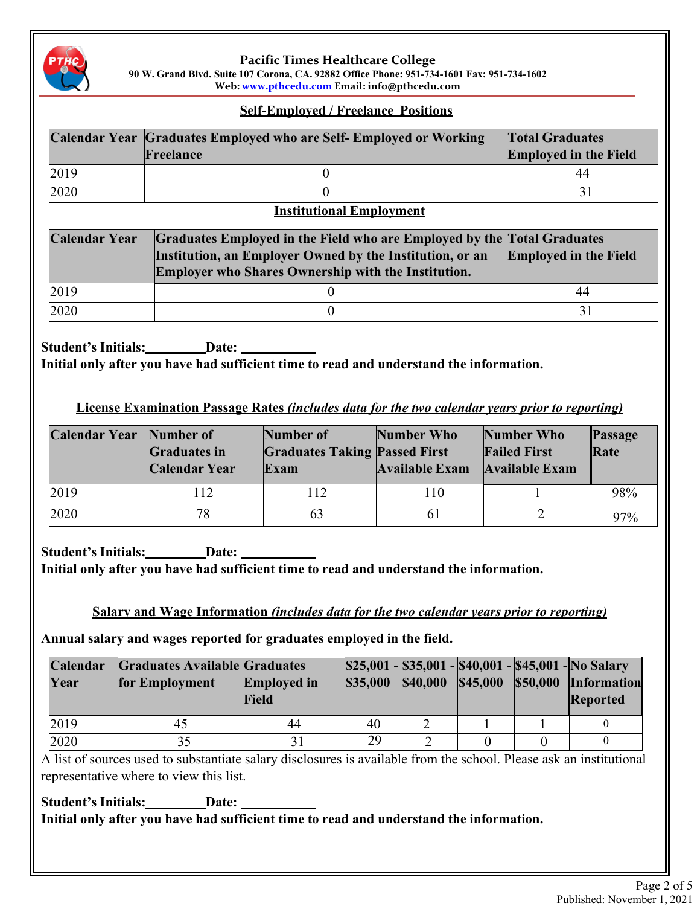**Pacific Times Healthcare College**
**90 W. Grand Blvd. Suite 107 Corona, CA. 92882 Office Phone: 951-734-1601 Fax: 951-734-1602**
**Web: www.pthcedu.com Email: info@pthcedu.com**

## Self-Employed / Freelance Positions

| Calendar Year | Graduates Employed who are Self- Employed or Working Freelance | Total Graduates Employed in the Field |
|---|---|---|
| 2019 | 0 | 44 |
| 2020 | 0 | 31 |

## Institutional Employment

| Calendar Year | Graduates Employed in the Field who are Employed by the Institution, an Employer Owned by the Institution, or an Employer who Shares Ownership with the Institution. | Total Graduates Employed in the Field |
|---|---|---|
| 2019 | 0 | 44 |
| 2020 | 0 | 31 |

**Student's Initials:________Date: __________**
**Initial only after you have had sufficient time to read and understand the information.**

## License Examination Passage Rates *(includes data for the two calendar years prior to reporting)*

| Calendar Year | Number of Graduates in Calendar Year | Number of Graduates Taking Exam | Number Who Passed First Available Exam | Number Who Failed First Available Exam | Passage Rate |
|---|---|---|---|---|---|
| 2019 | 112 | 112 | 110 | 1 | 98% |
| 2020 | 78 | 63 | 61 | 2 | 97% |

**Student's Initials:________Date: __________**
**Initial only after you have had sufficient time to read and understand the information.**

## Salary and Wage Information *(includes data for the two calendar years prior to reporting)*

**Annual salary and wages reported for graduates employed in the field.**

| Calendar Year | Graduates Available for Employment | Graduates Employed in Field | \$25,001 - \$35,000 | \$35,001 - \$40,000 | \$40,001 - \$45,000 | \$45,001 - \$50,000 | No Salary Information Reported |
|---|---|---|---|---|---|---|---|
| 2019 | 45 | 44 | 40 | 2 | 1 | 1 | 0 |
| 2020 | 35 | 31 | 29 | 2 | 0 | 0 | 0 |

A list of sources used to substantiate salary disclosures is available from the school. Please ask an institutional representative where to view this list.

**Student's Initials:________Date: __________**
**Initial only after you have had sufficient time to read and understand the information.**

Published: November 1, 2021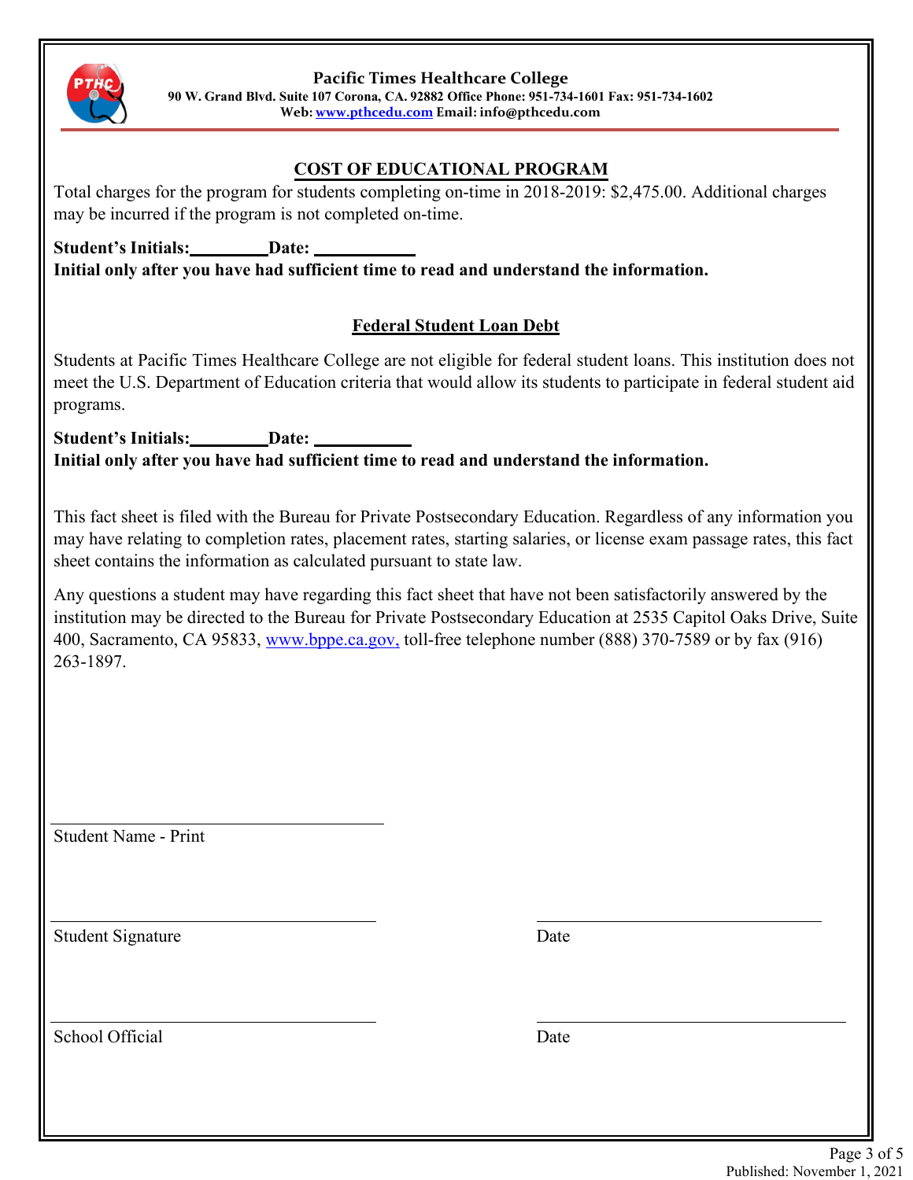**Pacific Times Healthcare College**
**90 W. Grand Blvd. Suite 107 Corona, CA. 92882 Office Phone: 951-734-1601 Fax: 951-734-1602**
**Web: www.pthcedu.com Email: info@pthcedu.com**

## COST OF EDUCATIONAL PROGRAM

Total charges for the program for students completing on-time in 2018-2019: $2,475.00. Additional charges may be incurred if the program is not completed on-time.

**Student's Initials:\_\_\_\_\_\_\_\_\_Date: \_\_\_\_\_\_\_\_\_\_\_**
**Initial only after you have had sufficient time to read and understand the information.**

## Federal Student Loan Debt

Students at Pacific Times Healthcare College are not eligible for federal student loans. This institution does not meet the U.S. Department of Education criteria that would allow its students to participate in federal student aid programs.

**Student's Initials:\_\_\_\_\_\_\_\_\_Date: \_\_\_\_\_\_\_\_\_\_\_**
**Initial only after you have had sufficient time to read and understand the information.**

This fact sheet is filed with the Bureau for Private Postsecondary Education. Regardless of any information you may have relating to completion rates, placement rates, starting salaries, or license exam passage rates, this fact sheet contains the information as calculated pursuant to state law.

Any questions a student may have regarding this fact sheet that have not been satisfactorily answered by the institution may be directed to the Bureau for Private Postsecondary Education at 2535 Capitol Oaks Drive, Suite 400, Sacramento, CA 95833, www.bppe.ca.gov, toll-free telephone number (888) 370-7589 or by fax (916) 263-1897.

\_\_\_\_\_\_\_\_\_\_\_\_\_\_\_\_\_\_\_\_\_\_\_\_\_\_\_\_\_\_
Student Name - Print

\_\_\_\_\_\_\_\_\_\_\_\_\_\_\_\_\_\_\_\_\_\_\_\_\_\_\_\_\_\_ \_\_\_\_\_\_\_\_\_\_\_\_\_\_\_\_\_\_\_\_\_\_\_\_\_\_
Student Signature Date

\_\_\_\_\_\_\_\_\_\_\_\_\_\_\_\_\_\_\_\_\_\_\_\_\_\_\_\_\_\_ \_\_\_\_\_\_\_\_\_\_\_\_\_\_\_\_\_\_\_\_\_\_\_\_\_\_
School Official Date

Published: November 1, 2021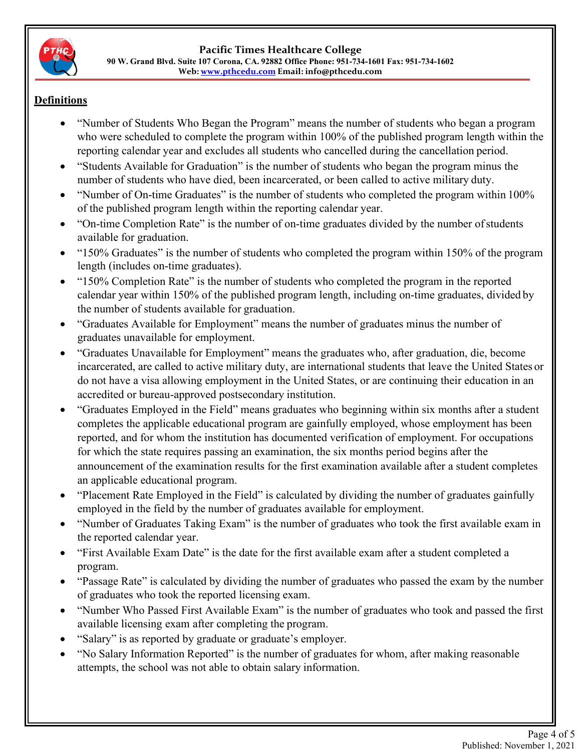## Definitions

- "Number of Students Who Began the Program" means the number of students who began a program who were scheduled to complete the program within 100% of the published program length within the reporting calendar year and excludes all students who cancelled during the cancellation period.
- "Students Available for Graduation" is the number of students who began the program minus the number of students who have died, been incarcerated, or been called to active military duty.
- "Number of On-time Graduates" is the number of students who completed the program within 100% of the published program length within the reporting calendar year.
- "On-time Completion Rate" is the number of on-time graduates divided by the number of students available for graduation.
- "150% Graduates" is the number of students who completed the program within 150% of the program length (includes on-time graduates).
- "150% Completion Rate" is the number of students who completed the program in the reported calendar year within 150% of the published program length, including on-time graduates, divided by the number of students available for graduation.
- "Graduates Available for Employment" means the number of graduates minus the number of graduates unavailable for employment.
- "Graduates Unavailable for Employment" means the graduates who, after graduation, die, become incarcerated, are called to active military duty, are international students that leave the United States or do not have a visa allowing employment in the United States, or are continuing their education in an accredited or bureau-approved postsecondary institution.
- "Graduates Employed in the Field" means graduates who beginning within six months after a student completes the applicable educational program are gainfully employed, whose employment has been reported, and for whom the institution has documented verification of employment. For occupations for which the state requires passing an examination, the six months period begins after the announcement of the examination results for the first examination available after a student completes an applicable educational program.
- "Placement Rate Employed in the Field" is calculated by dividing the number of graduates gainfully employed in the field by the number of graduates available for employment.
- "Number of Graduates Taking Exam" is the number of graduates who took the first available exam in the reported calendar year.
- "First Available Exam Date" is the date for the first available exam after a student completed a program.
- "Passage Rate" is calculated by dividing the number of graduates who passed the exam by the number of graduates who took the reported licensing exam.
- "Number Who Passed First Available Exam" is the number of graduates who took and passed the first available licensing exam after completing the program.
- "Salary" is as reported by graduate or graduate's employer.
- "No Salary Information Reported" is the number of graduates for whom, after making reasonable attempts, the school was not able to obtain salary information.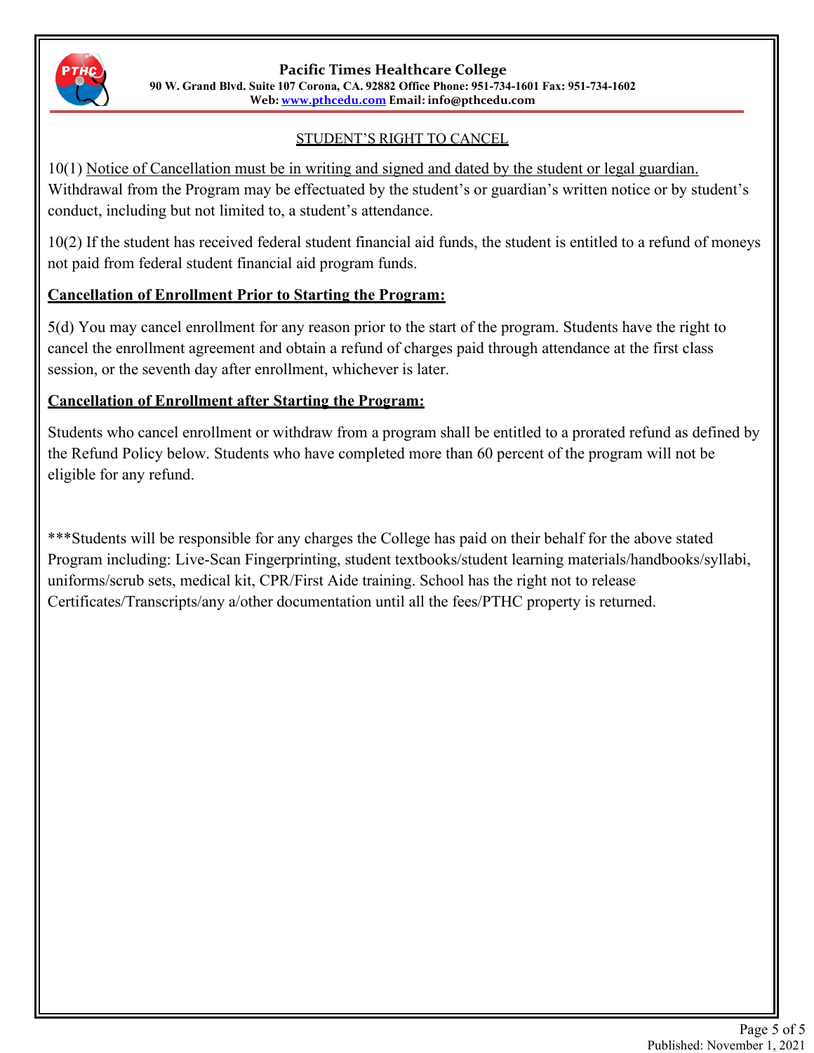**Pacific Times Healthcare College**
**90 W. Grand Blvd. Suite 107 Corona, CA. 92882 Office Phone: 951-734-1601 Fax: 951-734-1602**
**Web: www.pthcedu.com Email: info@pthcedu.com**

## STUDENT'S RIGHT TO CANCEL

10(1) Notice of Cancellation must be in writing and signed and dated by the student or legal guardian. Withdrawal from the Program may be effectuated by the student's or guardian's written notice or by student's conduct, including but not limited to, a student's attendance.

10(2) If the student has received federal student financial aid funds, the student is entitled to a refund of moneys not paid from federal student financial aid program funds.

**Cancellation of Enrollment Prior to Starting the Program:**

5(d) You may cancel enrollment for any reason prior to the start of the program. Students have the right to cancel the enrollment agreement and obtain a refund of charges paid through attendance at the first class session, or the seventh day after enrollment, whichever is later.

**Cancellation of Enrollment after Starting the Program:**

Students who cancel enrollment or withdraw from a program shall be entitled to a prorated refund as defined by the Refund Policy below. Students who have completed more than 60 percent of the program will not be eligible for any refund.

***Students will be responsible for any charges the College has paid on their behalf for the above stated Program including: Live-Scan Fingerprinting, student textbooks/student learning materials/handbooks/syllabi, uniforms/scrub sets, medical kit, CPR/First Aide training. School has the right not to release Certificates/Transcripts/any a/other documentation until all the fees/PTHC property is returned.

Published: November 1, 2021